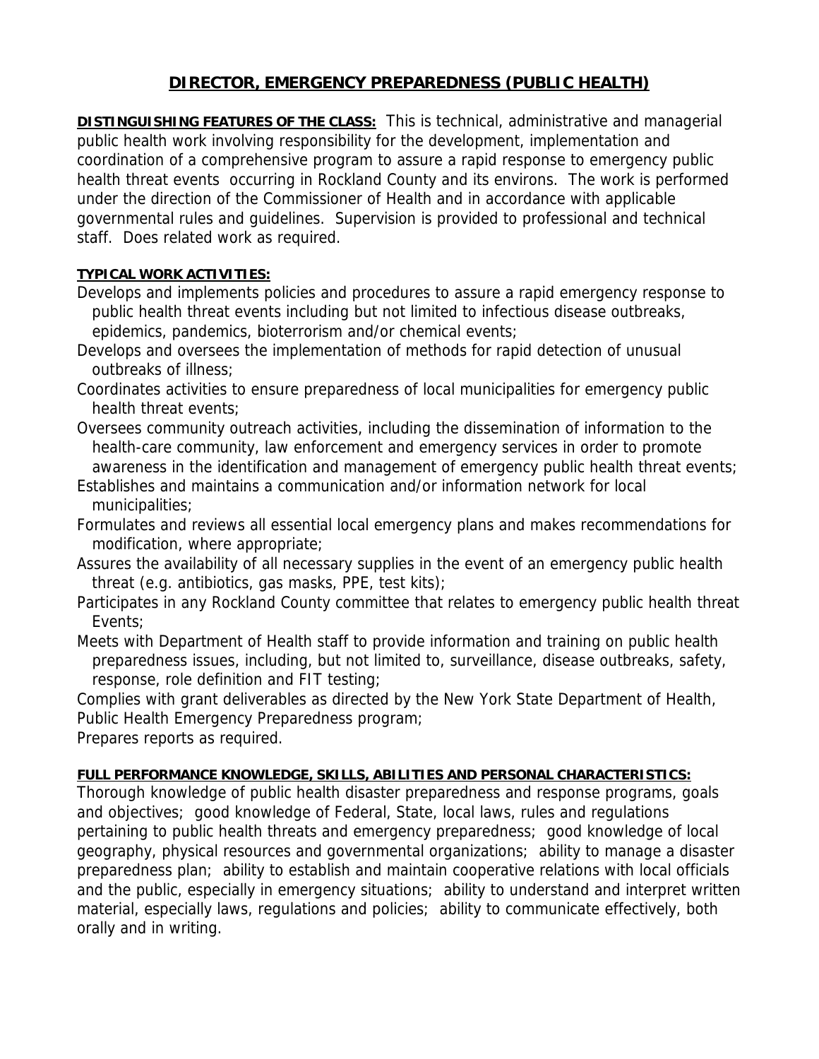# DIRECTOR, EMERGENCY PREPAREDNESS (PUBLIC HEALTH)

**DISTINGUISHING FEATURES OF THE CLASS:** This is technical, administrative and managerial public health work involving responsibility for the development, implementation and coordination of a comprehensive program to assure a rapid response to emergency public health threat events occurring in Rockland County and its environs. The work is performed under the direction of the Commissioner of Health and in accordance with applicable governmental rules and guidelines. Supervision is provided to professional and technical staff. Does related work as required.

**TYPICAL WORK ACTIVITIES:**

Develops and implements policies and procedures to assure a rapid emergency response to public health threat events including but not limited to infectious disease outbreaks, epidemics, pandemics, bioterrorism and/or chemical events;

Develops and oversees the implementation of methods for rapid detection of unusual outbreaks of illness;

Coordinates activities to ensure preparedness of local municipalities for emergency public health threat events;

Oversees community outreach activities, including the dissemination of information to the health-care community, law enforcement and emergency services in order to promote awareness in the identification and management of emergency public health threat events;

Establishes and maintains a communication and/or information network for local municipalities;

Formulates and reviews all essential local emergency plans and makes recommendations for modification, where appropriate;

Assures the availability of all necessary supplies in the event of an emergency public health threat (e.g. antibiotics, gas masks, PPE, test kits);

Participates in any Rockland County committee that relates to emergency public health threat Events;

Meets with Department of Health staff to provide information and training on public health preparedness issues, including, but not limited to, surveillance, disease outbreaks, safety, response, role definition and FIT testing;

Complies with grant deliverables as directed by the New York State Department of Health, Public Health Emergency Preparedness program;

Prepares reports as required.

**FULL PERFORMANCE KNOWLEDGE, SKILLS, ABILITIES AND PERSONAL CHARACTERISTICS:**

Thorough knowledge of public health disaster preparedness and response programs, goals and objectives; good knowledge of Federal, State, local laws, rules and regulations pertaining to public health threats and emergency preparedness; good knowledge of local geography, physical resources and governmental organizations; ability to manage a disaster preparedness plan; ability to establish and maintain cooperative relations with local officials and the public, especially in emergency situations; ability to understand and interpret written material, especially laws, regulations and policies; ability to communicate effectively, both orally and in writing.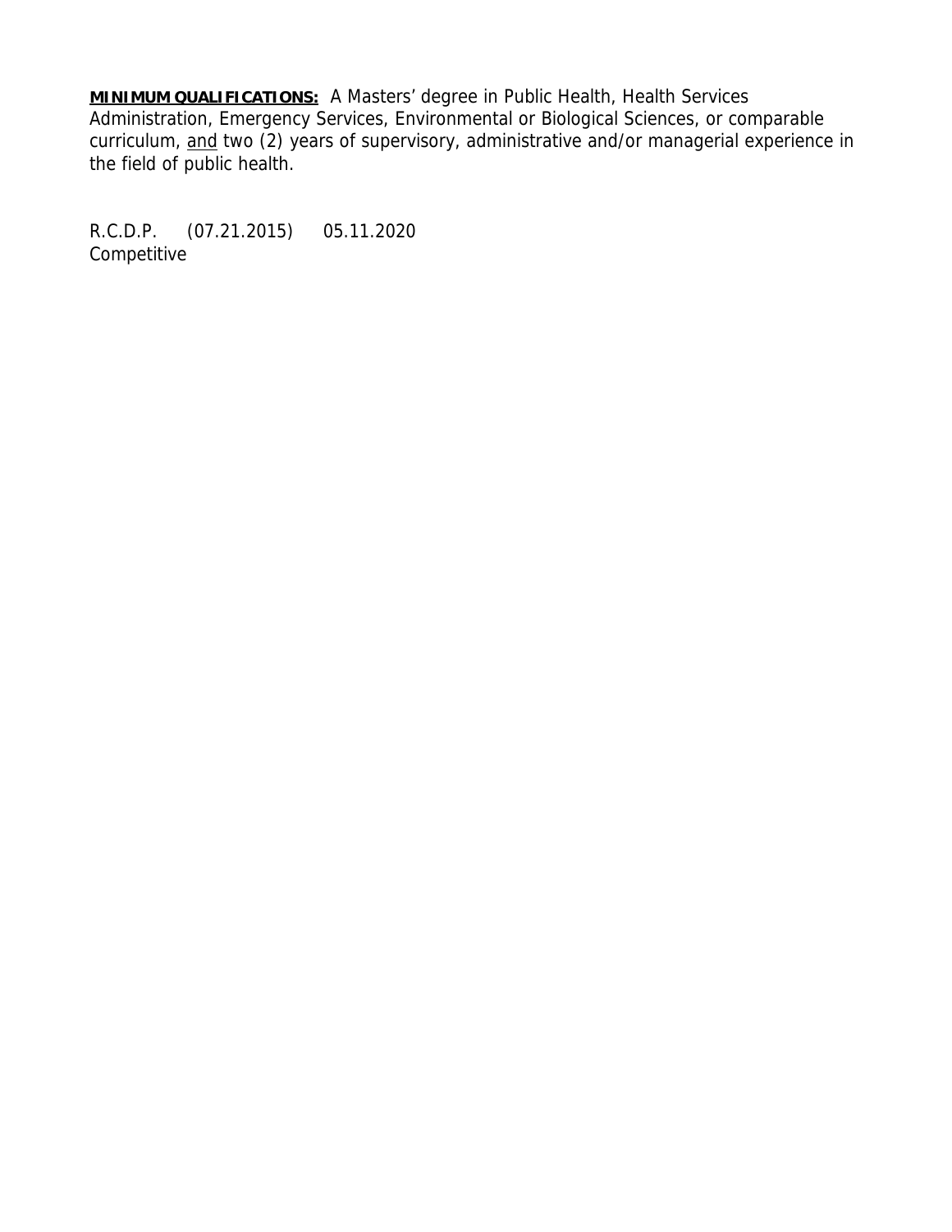**MINIMUM QUALIFICATIONS:** A Masters' degree in Public Health, Health Services Administration, Emergency Services, Environmental or Biological Sciences, or comparable curriculum, and two (2) years of supervisory, administrative and/or managerial experience in the field of public health.

R.C.D.P. (07.21.2015) 05.11.2020
Competitive